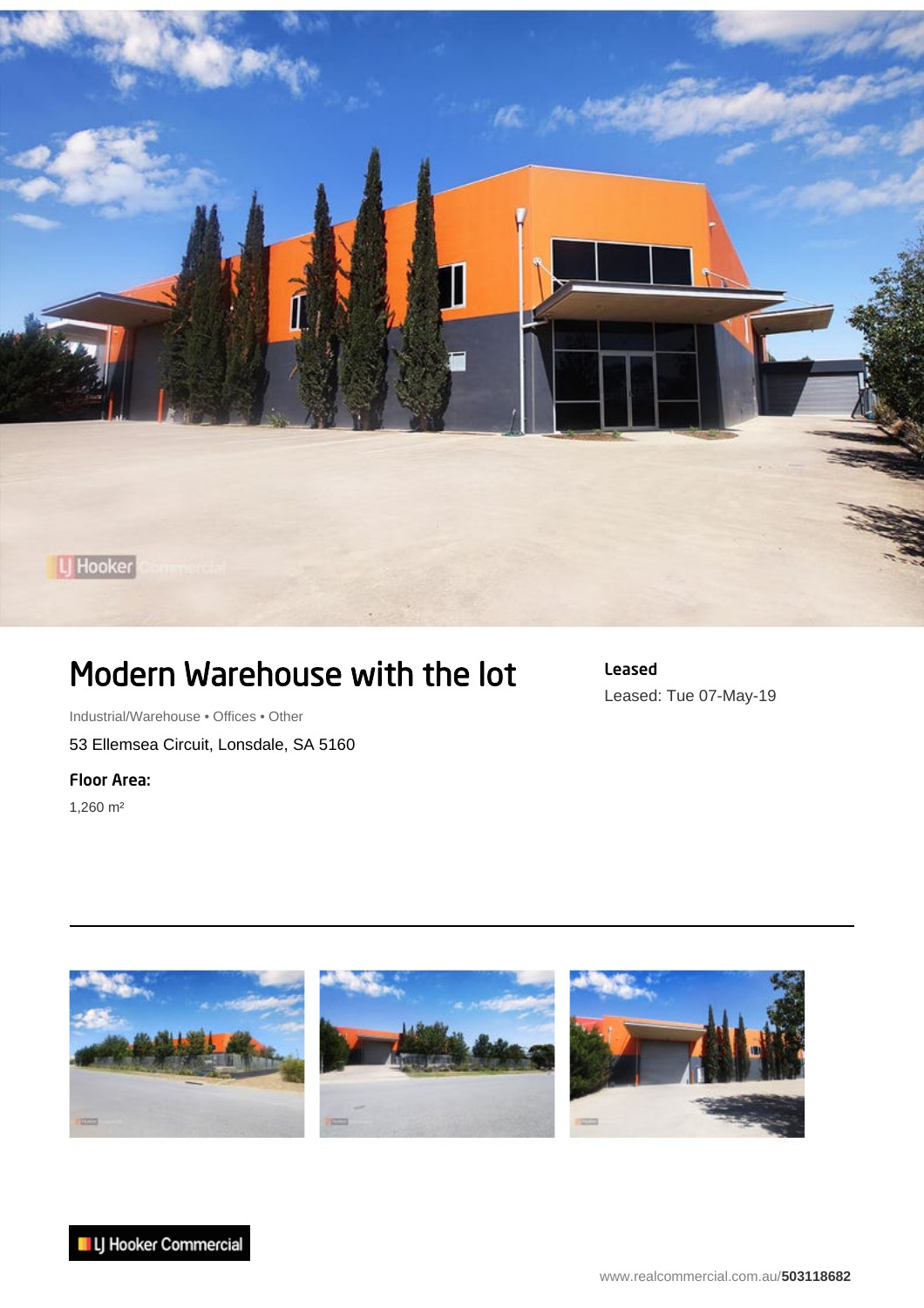# Modern Warehouse with the lot

Industrial/Warehouse • Offices • Other

53 Ellemsea Circuit, Lonsdale, SA 5160

**Floor Area:**

1,260 m²

**Leased**

Leased: Tue 07-May-19

LJ Hooker Commercial

www.realcommercial.com.au/**503118682**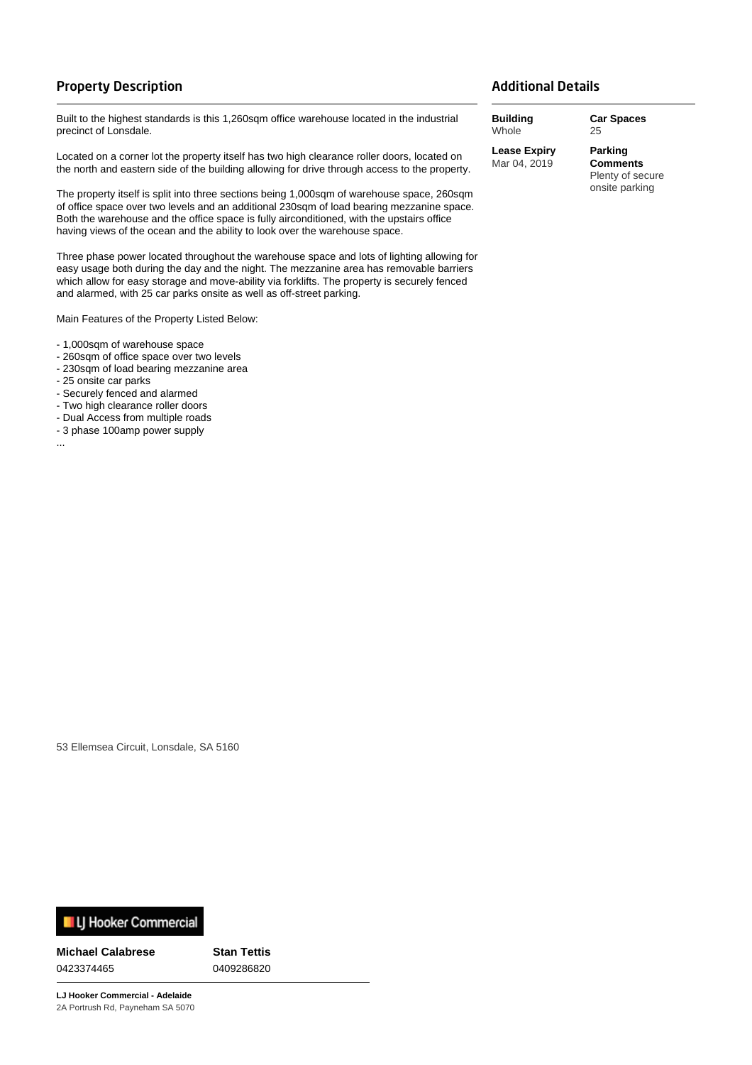## Property Description

Built to the highest standards is this 1,260sqm office warehouse located in the industrial precinct of Lonsdale.

Located on a corner lot the property itself has two high clearance roller doors, located on the north and eastern side of the building allowing for drive through access to the property.

The property itself is split into three sections being 1,000sqm of warehouse space, 260sqm of office space over two levels and an additional 230sqm of load bearing mezzanine space. Both the warehouse and the office space is fully airconditioned, with the upstairs office having views of the ocean and the ability to look over the warehouse space.

Three phase power located throughout the warehouse space and lots of lighting allowing for easy usage both during the day and the night. The mezzanine area has removable barriers which allow for easy storage and move-ability via forklifts. The property is securely fenced and alarmed, with 25 car parks onsite as well as off-street parking.

Main Features of the Property Listed Below:

- 1,000sqm of warehouse space
- 260sqm of office space over two levels
- 230sqm of load bearing mezzanine area
- 25 onsite car parks
- Securely fenced and alarmed
- Two high clearance roller doors
- Dual Access from multiple roads
- 3 phase 100amp power supply

...

53 Ellemsea Circuit, Lonsdale, SA 5160

## Additional Details

**Building**
Whole

**Car Spaces**
25

**Lease Expiry**
Mar 04, 2019

**Parking Comments**
Plenty of secure onsite parking

LJ Hooker Commercial

**Michael Calabrese**
0423374465

**Stan Tettis**
0409286820

**LJ Hooker Commercial - Adelaide**
2A Portrush Rd, Payneham SA 5070